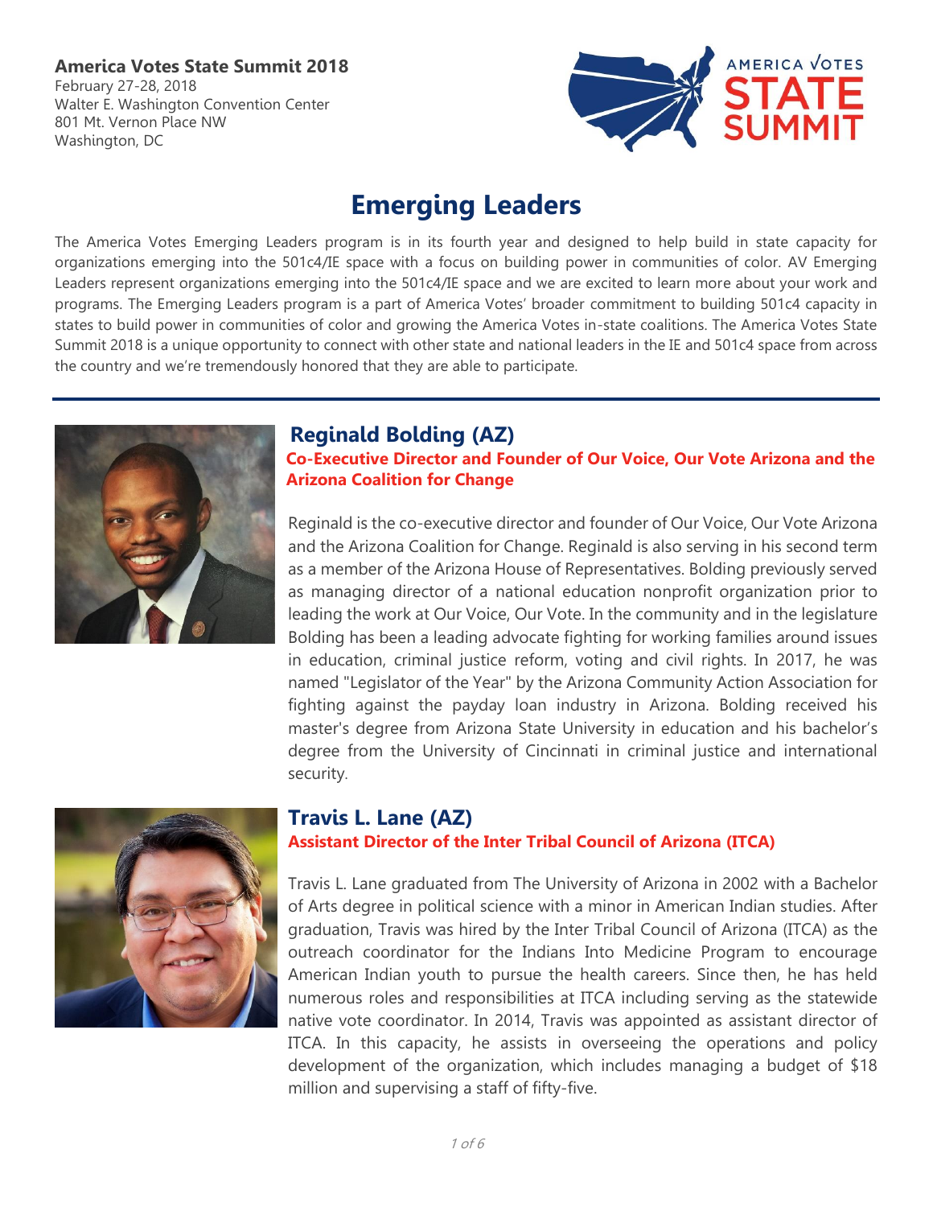**America Votes State Summit 2018**
February 27-28, 2018
Walter E. Washington Convention Center
801 Mt. Vernon Place NW
Washington, DC

# Emerging Leaders

The America Votes Emerging Leaders program is in its fourth year and designed to help build in state capacity for organizations emerging into the 501c4/IE space with a focus on building power in communities of color. AV Emerging Leaders represent organizations emerging into the 501c4/IE space and we are excited to learn more about your work and programs. The Emerging Leaders program is a part of America Votes' broader commitment to building 501c4 capacity in states to build power in communities of color and growing the America Votes in-state coalitions. The America Votes State Summit 2018 is a unique opportunity to connect with other state and national leaders in the IE and 501c4 space from across the country and we're tremendously honored that they are able to participate.

## Reginald Bolding (AZ)

**Co-Executive Director and Founder of Our Voice, Our Vote Arizona and the Arizona Coalition for Change**

Reginald is the co-executive director and founder of Our Voice, Our Vote Arizona and the Arizona Coalition for Change. Reginald is also serving in his second term as a member of the Arizona House of Representatives. Bolding previously served as managing director of a national education nonprofit organization prior to leading the work at Our Voice, Our Vote. In the community and in the legislature Bolding has been a leading advocate fighting for working families around issues in education, criminal justice reform, voting and civil rights. In 2017, he was named "Legislator of the Year" by the Arizona Community Action Association for fighting against the payday loan industry in Arizona. Bolding received his master's degree from Arizona State University in education and his bachelor's degree from the University of Cincinnati in criminal justice and international security.

## Travis L. Lane (AZ)

**Assistant Director of the Inter Tribal Council of Arizona (ITCA)**

Travis L. Lane graduated from The University of Arizona in 2002 with a Bachelor of Arts degree in political science with a minor in American Indian studies. After graduation, Travis was hired by the Inter Tribal Council of Arizona (ITCA) as the outreach coordinator for the Indians Into Medicine Program to encourage American Indian youth to pursue the health careers. Since then, he has held numerous roles and responsibilities at ITCA including serving as the statewide native vote coordinator. In 2014, Travis was appointed as assistant director of ITCA. In this capacity, he assists in overseeing the operations and policy development of the organization, which includes managing a budget of $18 million and supervising a staff of fifty-five.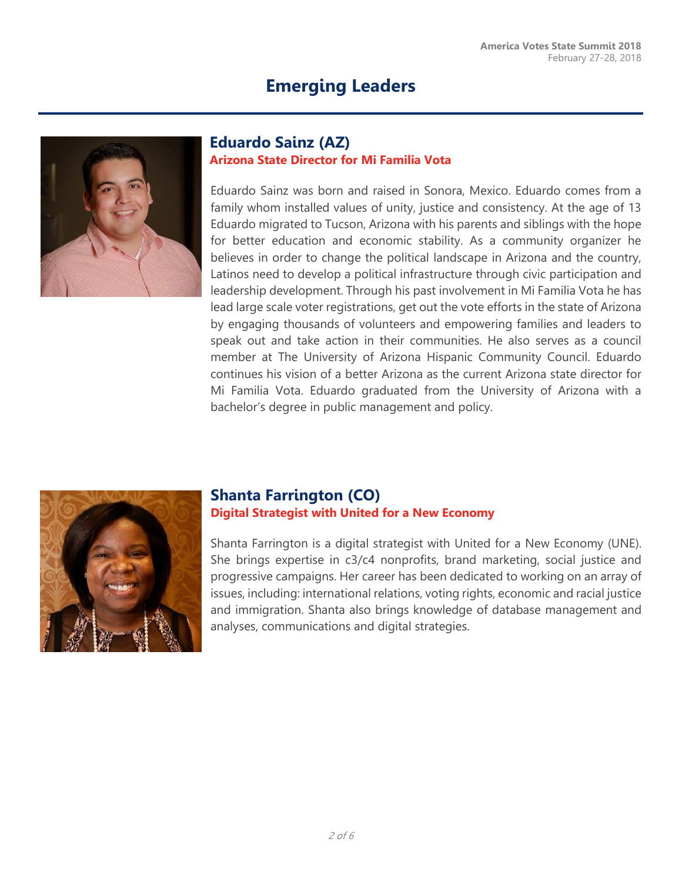# Emerging Leaders

## Eduardo Sainz (AZ)

**Arizona State Director for Mi Familia Vota**

Eduardo Sainz was born and raised in Sonora, Mexico. Eduardo comes from a family whom installed values of unity, justice and consistency. At the age of 13 Eduardo migrated to Tucson, Arizona with his parents and siblings with the hope for better education and economic stability. As a community organizer he believes in order to change the political landscape in Arizona and the country, Latinos need to develop a political infrastructure through civic participation and leadership development. Through his past involvement in Mi Familia Vota he has lead large scale voter registrations, get out the vote efforts in the state of Arizona by engaging thousands of volunteers and empowering families and leaders to speak out and take action in their communities. He also serves as a council member at The University of Arizona Hispanic Community Council. Eduardo continues his vision of a better Arizona as the current Arizona state director for Mi Familia Vota. Eduardo graduated from the University of Arizona with a bachelor's degree in public management and policy.

## Shanta Farrington (CO)

**Digital Strategist with United for a New Economy**

Shanta Farrington is a digital strategist with United for a New Economy (UNE). She brings expertise in c3/c4 nonprofits, brand marketing, social justice and progressive campaigns. Her career has been dedicated to working on an array of issues, including: international relations, voting rights, economic and racial justice and immigration. Shanta also brings knowledge of database management and analyses, communications and digital strategies.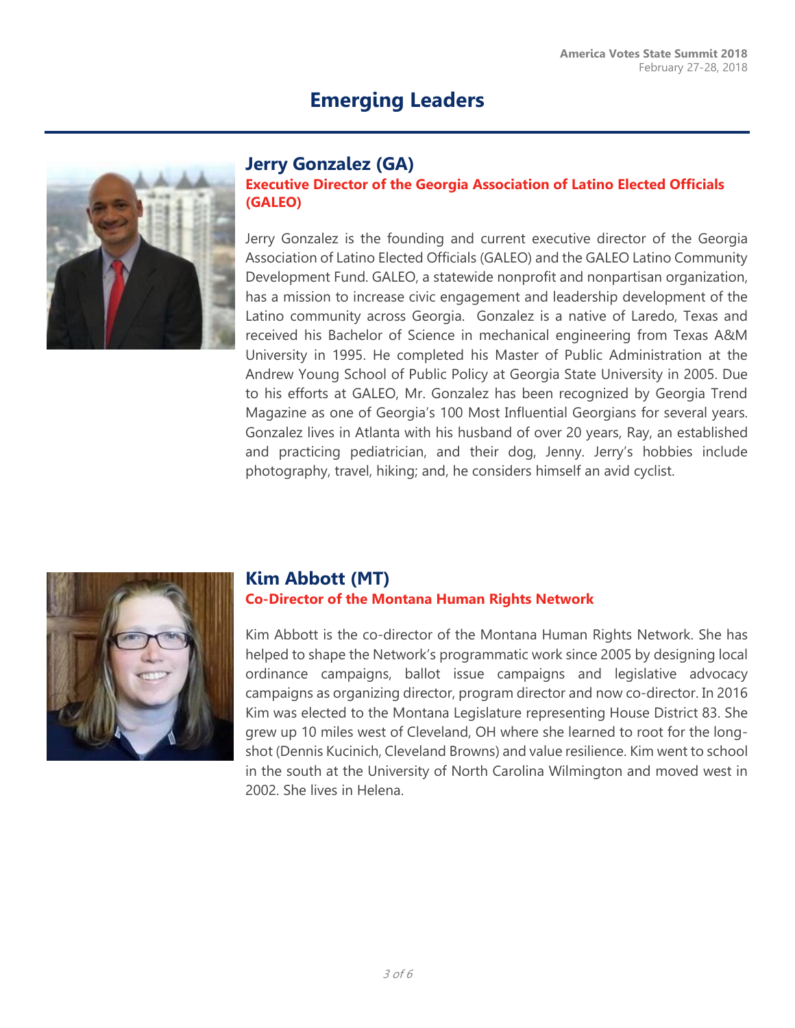# Emerging Leaders

## Jerry Gonzalez (GA)

**Executive Director of the Georgia Association of Latino Elected Officials (GALEO)**

Jerry Gonzalez is the founding and current executive director of the Georgia Association of Latino Elected Officials (GALEO) and the GALEO Latino Community Development Fund. GALEO, a statewide nonprofit and nonpartisan organization, has a mission to increase civic engagement and leadership development of the Latino community across Georgia. Gonzalez is a native of Laredo, Texas and received his Bachelor of Science in mechanical engineering from Texas A&M University in 1995. He completed his Master of Public Administration at the Andrew Young School of Public Policy at Georgia State University in 2005. Due to his efforts at GALEO, Mr. Gonzalez has been recognized by Georgia Trend Magazine as one of Georgia's 100 Most Influential Georgians for several years. Gonzalez lives in Atlanta with his husband of over 20 years, Ray, an established and practicing pediatrician, and their dog, Jenny. Jerry's hobbies include photography, travel, hiking; and, he considers himself an avid cyclist.

## Kim Abbott (MT)

**Co-Director of the Montana Human Rights Network**

Kim Abbott is the co-director of the Montana Human Rights Network. She has helped to shape the Network's programmatic work since 2005 by designing local ordinance campaigns, ballot issue campaigns and legislative advocacy campaigns as organizing director, program director and now co-director. In 2016 Kim was elected to the Montana Legislature representing House District 83. She grew up 10 miles west of Cleveland, OH where she learned to root for the long-shot (Dennis Kucinich, Cleveland Browns) and value resilience. Kim went to school in the south at the University of North Carolina Wilmington and moved west in 2002. She lives in Helena.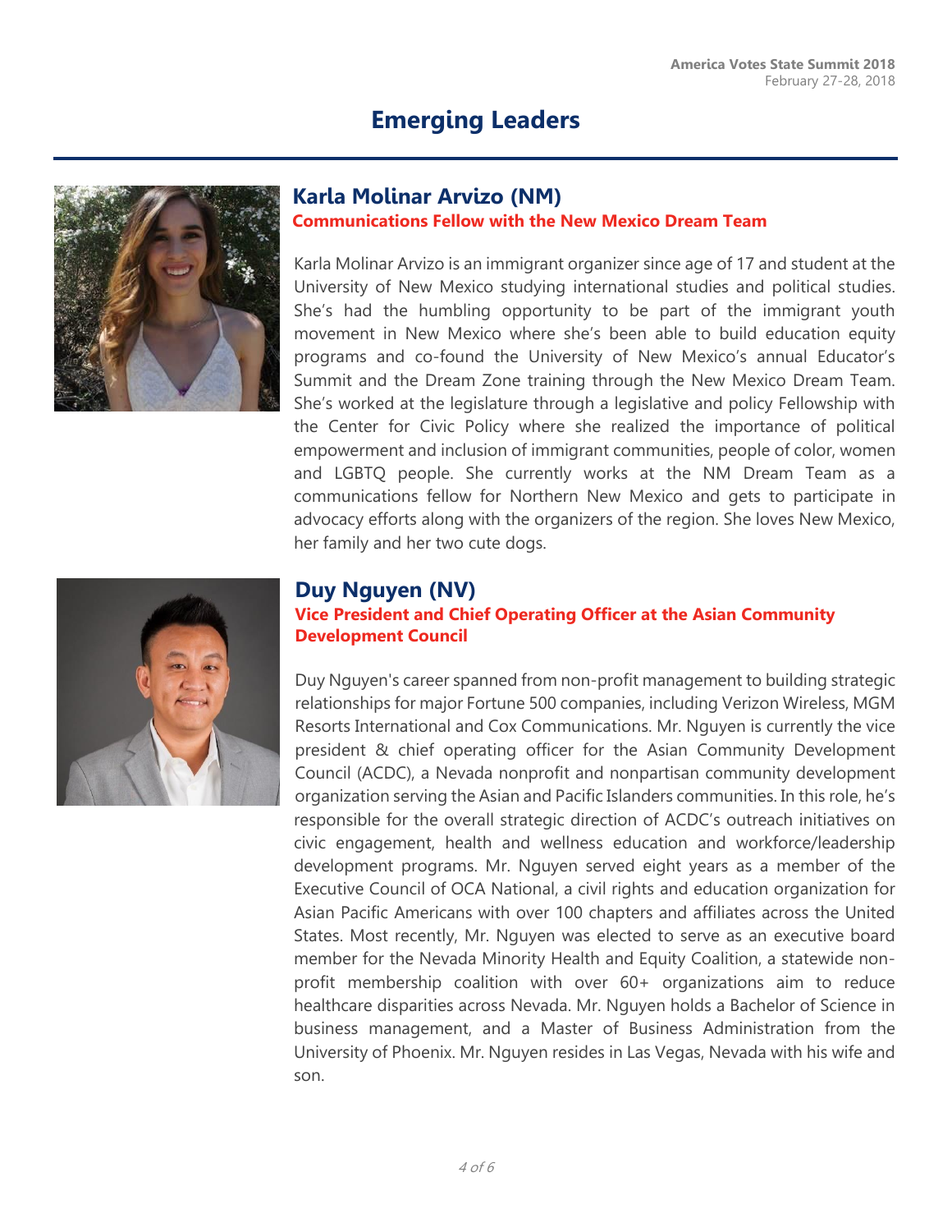# Emerging Leaders

## Karla Molinar Arvizo (NM)

**Communications Fellow with the New Mexico Dream Team**

Karla Molinar Arvizo is an immigrant organizer since age of 17 and student at the University of New Mexico studying international studies and political studies. She's had the humbling opportunity to be part of the immigrant youth movement in New Mexico where she's been able to build education equity programs and co-found the University of New Mexico's annual Educator's Summit and the Dream Zone training through the New Mexico Dream Team. She's worked at the legislature through a legislative and policy Fellowship with the Center for Civic Policy where she realized the importance of political empowerment and inclusion of immigrant communities, people of color, women and LGBTQ people. She currently works at the NM Dream Team as a communications fellow for Northern New Mexico and gets to participate in advocacy efforts along with the organizers of the region. She loves New Mexico, her family and her two cute dogs.

## Duy Nguyen (NV)

**Vice President and Chief Operating Officer at the Asian Community Development Council**

Duy Nguyen's career spanned from non-profit management to building strategic relationships for major Fortune 500 companies, including Verizon Wireless, MGM Resorts International and Cox Communications. Mr. Nguyen is currently the vice president & chief operating officer for the Asian Community Development Council (ACDC), a Nevada nonprofit and nonpartisan community development organization serving the Asian and Pacific Islanders communities. In this role, he's responsible for the overall strategic direction of ACDC's outreach initiatives on civic engagement, health and wellness education and workforce/leadership development programs. Mr. Nguyen served eight years as a member of the Executive Council of OCA National, a civil rights and education organization for Asian Pacific Americans with over 100 chapters and affiliates across the United States. Most recently, Mr. Nguyen was elected to serve as an executive board member for the Nevada Minority Health and Equity Coalition, a statewide non-profit membership coalition with over 60+ organizations aim to reduce healthcare disparities across Nevada. Mr. Nguyen holds a Bachelor of Science in business management, and a Master of Business Administration from the University of Phoenix. Mr. Nguyen resides in Las Vegas, Nevada with his wife and son.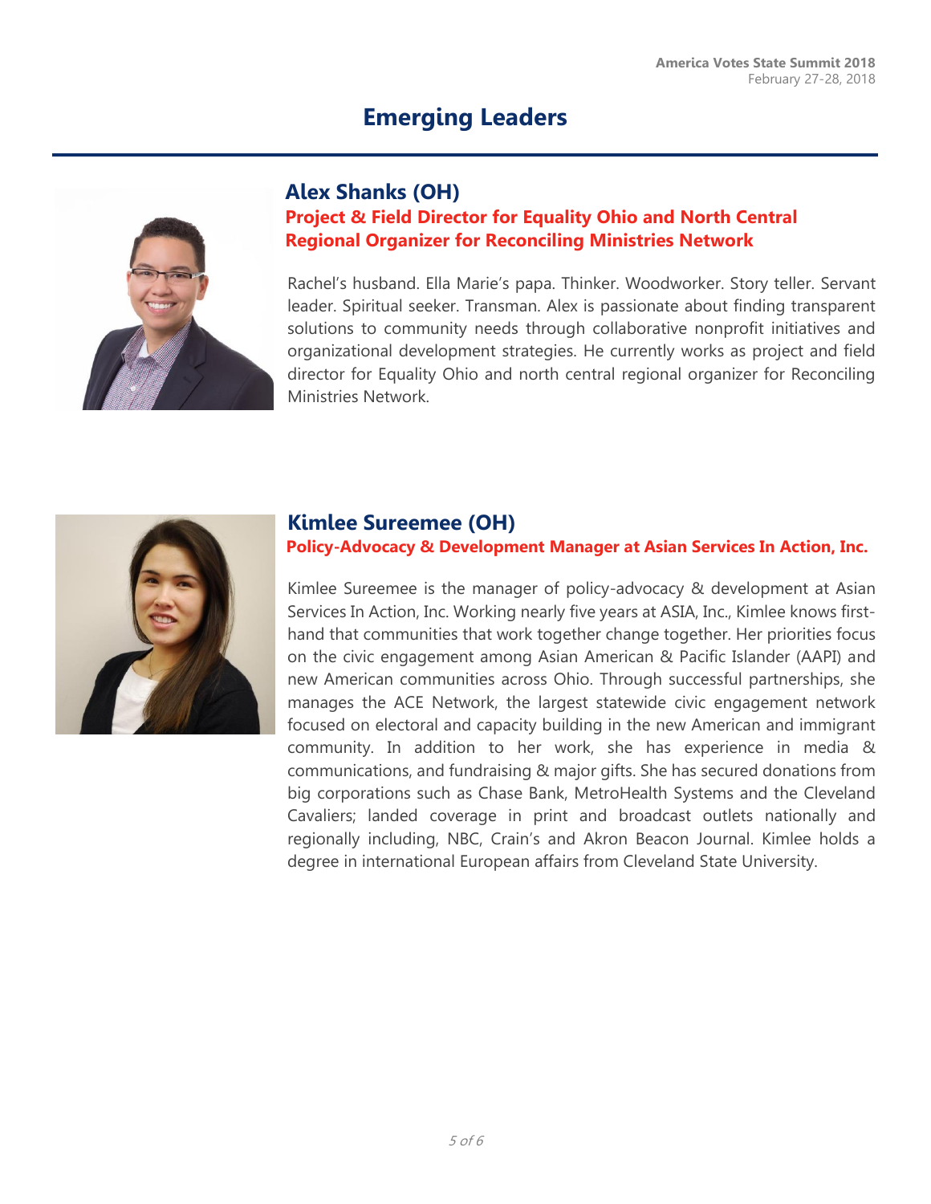# Emerging Leaders

## Alex Shanks (OH)

**Project & Field Director for Equality Ohio and North Central Regional Organizer for Reconciling Ministries Network**

Rachel's husband. Ella Marie's papa. Thinker. Woodworker. Story teller. Servant leader. Spiritual seeker. Transman. Alex is passionate about finding transparent solutions to community needs through collaborative nonprofit initiatives and organizational development strategies. He currently works as project and field director for Equality Ohio and north central regional organizer for Reconciling Ministries Network.

## Kimlee Sureemee (OH)

**Policy-Advocacy & Development Manager at Asian Services In Action, Inc.**

Kimlee Sureemee is the manager of policy-advocacy & development at Asian Services In Action, Inc. Working nearly five years at ASIA, Inc., Kimlee knows first-hand that communities that work together change together. Her priorities focus on the civic engagement among Asian American & Pacific Islander (AAPI) and new American communities across Ohio. Through successful partnerships, she manages the ACE Network, the largest statewide civic engagement network focused on electoral and capacity building in the new American and immigrant community. In addition to her work, she has experience in media & communications, and fundraising & major gifts. She has secured donations from big corporations such as Chase Bank, MetroHealth Systems and the Cleveland Cavaliers; landed coverage in print and broadcast outlets nationally and regionally including, NBC, Crain's and Akron Beacon Journal. Kimlee holds a degree in international European affairs from Cleveland State University.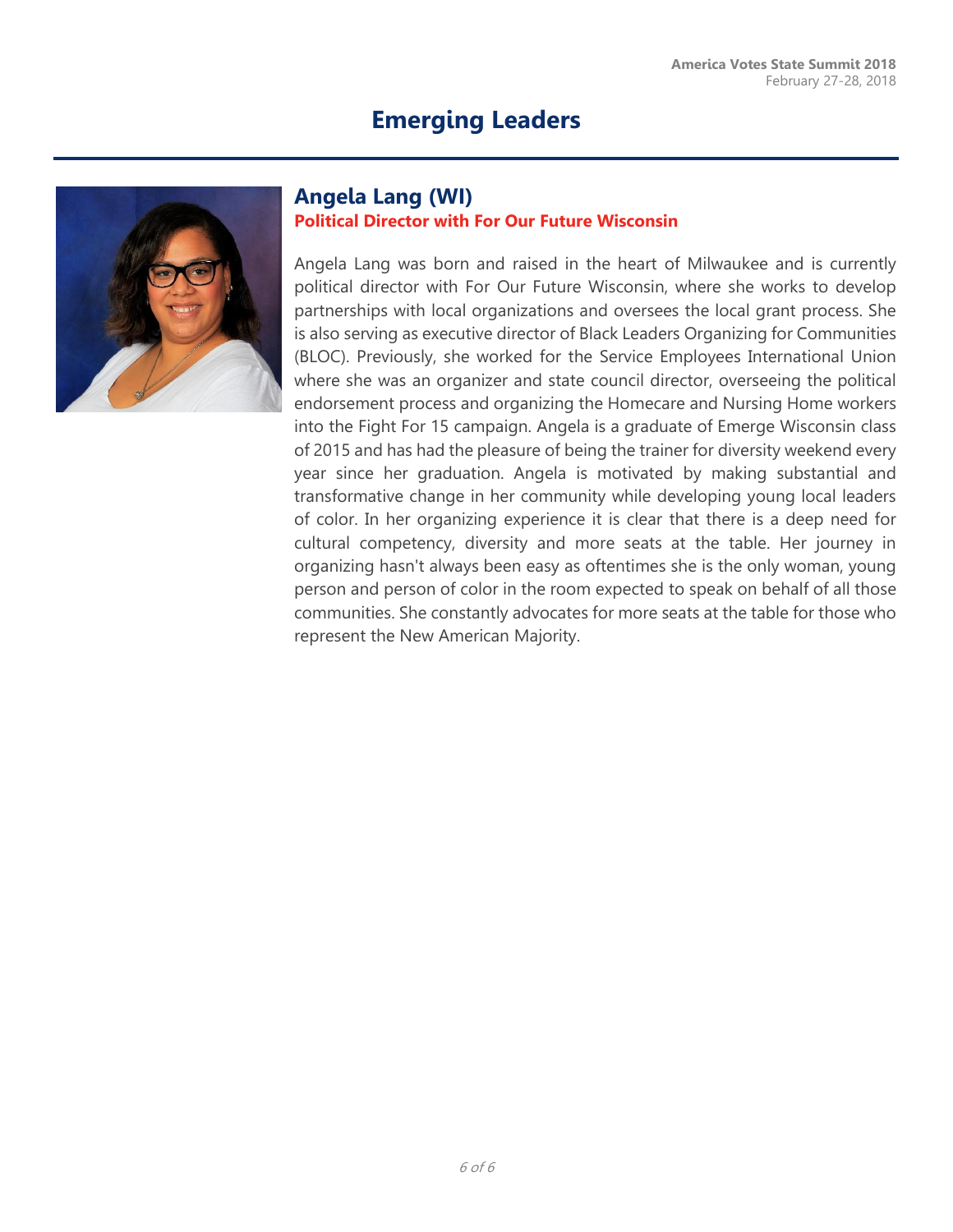# Emerging Leaders

## Angela Lang (WI)

**Political Director with For Our Future Wisconsin**

Angela Lang was born and raised in the heart of Milwaukee and is currently political director with For Our Future Wisconsin, where she works to develop partnerships with local organizations and oversees the local grant process. She is also serving as executive director of Black Leaders Organizing for Communities (BLOC). Previously, she worked for the Service Employees International Union where she was an organizer and state council director, overseeing the political endorsement process and organizing the Homecare and Nursing Home workers into the Fight For 15 campaign. Angela is a graduate of Emerge Wisconsin class of 2015 and has had the pleasure of being the trainer for diversity weekend every year since her graduation. Angela is motivated by making substantial and transformative change in her community while developing young local leaders of color. In her organizing experience it is clear that there is a deep need for cultural competency, diversity and more seats at the table. Her journey in organizing hasn't always been easy as oftentimes she is the only woman, young person and person of color in the room expected to speak on behalf of all those communities. She constantly advocates for more seats at the table for those who represent the New American Majority.